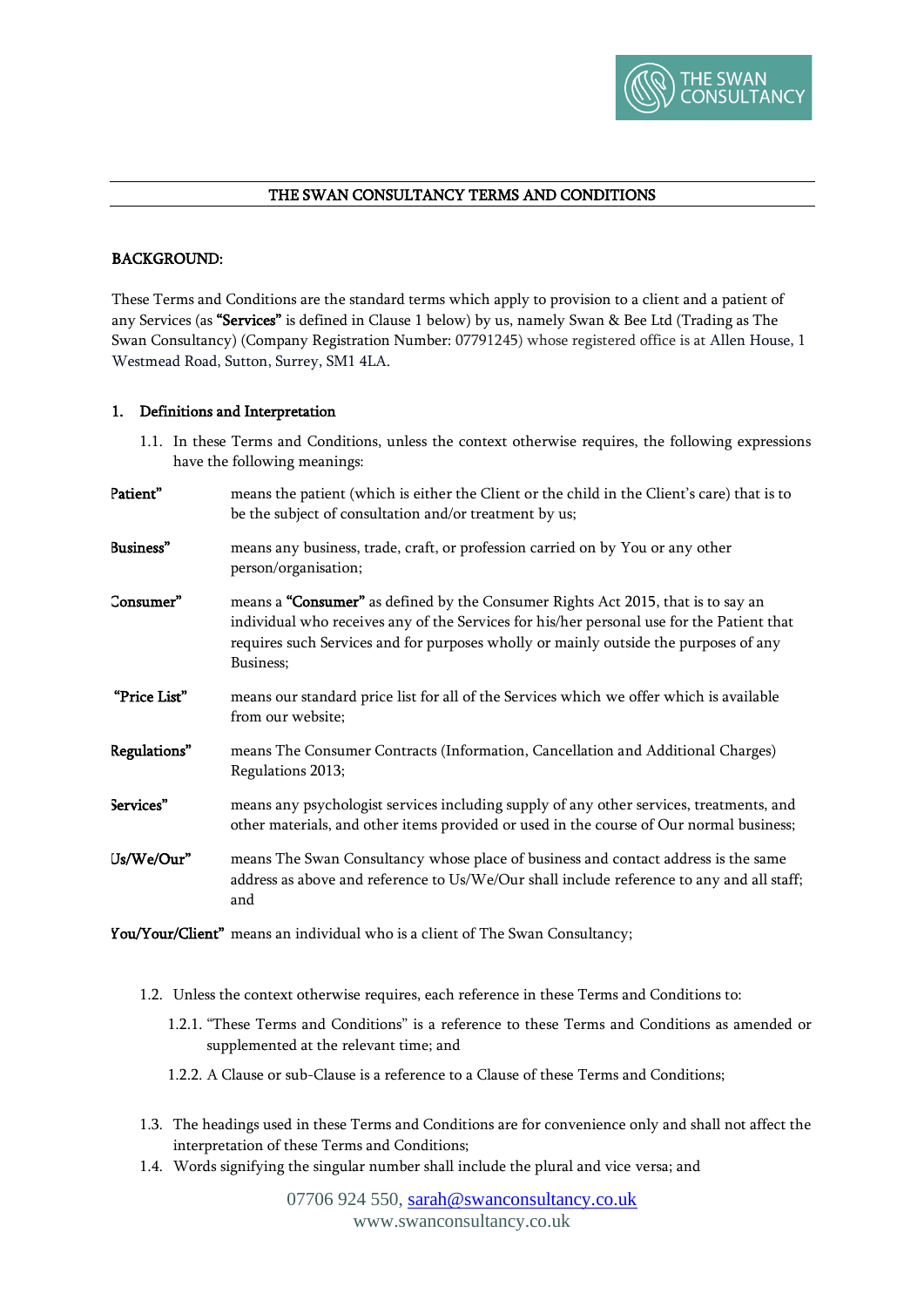# THE SWAN CONSULTANCY TERMS AND CONDITIONS

## BACKGROUND:

These Terms and Conditions are the standard terms which apply to provision to a client and a patient of any Services (as **"Services"** is defined in Clause 1 below) by us, namely Swan & Bee Ltd (Trading as The Swan Consultancy) (Company Registration Number: 07791245) whose registered office is at Allen House, 1 Westmead Road, Sutton, Surrey, SM1 4LA.

## 1. Definitions and Interpretation

1.1. In these Terms and Conditions, unless the context otherwise requires, the following expressions have the following meanings:

| | |
|---|---|
| **"Patient"** | means the patient (which is either the Client or the child in the Client's care) that is to be the subject of consultation and/or treatment by us; |
| **"Business"** | means any business, trade, craft, or profession carried on by You or any other person/organisation; |
| **"Consumer"** | means a **"Consumer"** as defined by the Consumer Rights Act 2015, that is to say an individual who receives any of the Services for his/her personal use for the Patient that requires such Services and for purposes wholly or mainly outside the purposes of any Business; |
| **"Price List"** | means our standard price list for all of the Services which we offer which is available from our website; |
| **"Regulations"** | means The Consumer Contracts (Information, Cancellation and Additional Charges) Regulations 2013; |
| **"Services"** | means any psychologist services including supply of any other services, treatments, and other materials, and other items provided or used in the course of Our normal business; |
| **"Us/We/Our"** | means The Swan Consultancy whose place of business and contact address is the same address as above and reference to Us/We/Our shall include reference to any and all staff; and |
| **"You/Your/Client"** | means an individual who is a client of The Swan Consultancy; |

1.2. Unless the context otherwise requires, each reference in these Terms and Conditions to:

1.2.1. "These Terms and Conditions" is a reference to these Terms and Conditions as amended or supplemented at the relevant time; and

1.2.2. A Clause or sub-Clause is a reference to a Clause of these Terms and Conditions;

1.3. The headings used in these Terms and Conditions are for convenience only and shall not affect the interpretation of these Terms and Conditions;

1.4. Words signifying the singular number shall include the plural and vice versa; and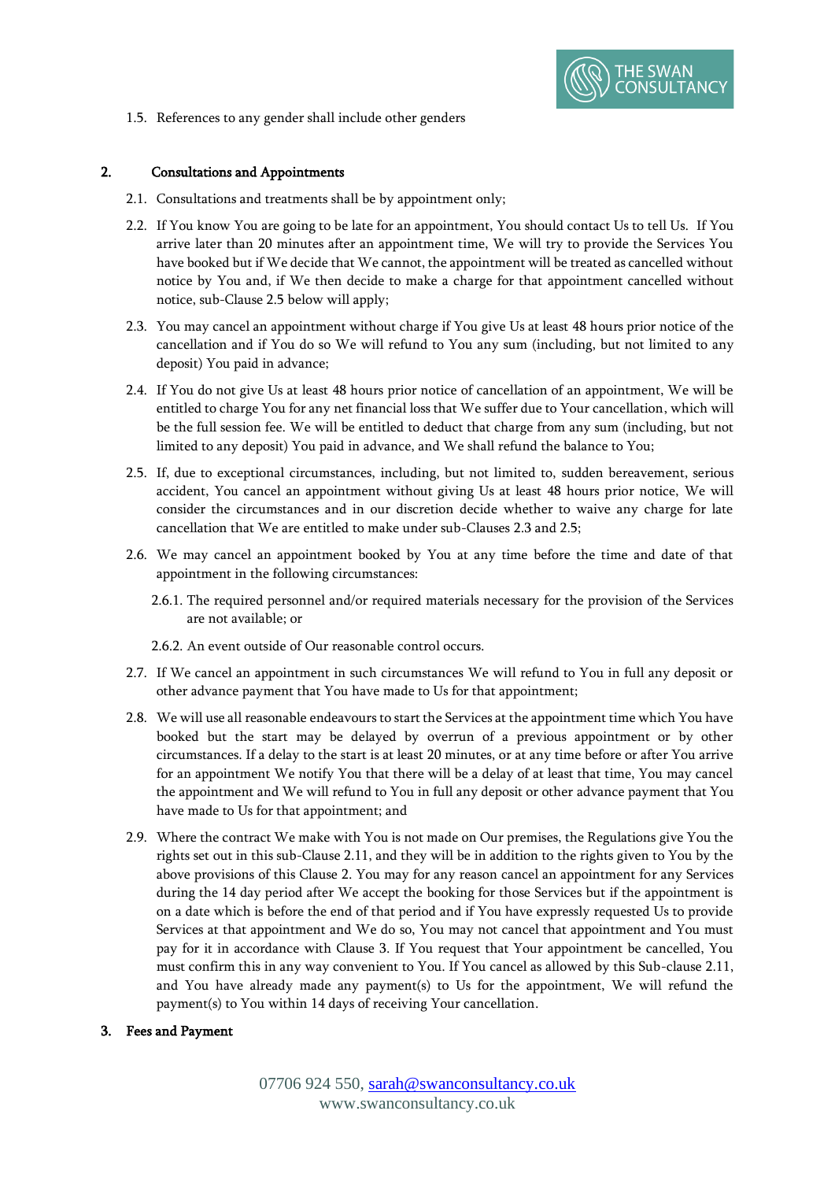1.5. References to any gender shall include other genders

## 2. Consultations and Appointments

2.1. Consultations and treatments shall be by appointment only;

2.2. If You know You are going to be late for an appointment, You should contact Us to tell Us. If You arrive later than 20 minutes after an appointment time, We will try to provide the Services You have booked but if We decide that We cannot, the appointment will be treated as cancelled without notice by You and, if We then decide to make a charge for that appointment cancelled without notice, sub-Clause 2.5 below will apply;

2.3. You may cancel an appointment without charge if You give Us at least 48 hours prior notice of the cancellation and if You do so We will refund to You any sum (including, but not limited to any deposit) You paid in advance;

2.4. If You do not give Us at least 48 hours prior notice of cancellation of an appointment, We will be entitled to charge You for any net financial loss that We suffer due to Your cancellation, which will be the full session fee. We will be entitled to deduct that charge from any sum (including, but not limited to any deposit) You paid in advance, and We shall refund the balance to You;

2.5. If, due to exceptional circumstances, including, but not limited to, sudden bereavement, serious accident, You cancel an appointment without giving Us at least 48 hours prior notice, We will consider the circumstances and in our discretion decide whether to waive any charge for late cancellation that We are entitled to make under sub-Clauses 2.3 and 2.5;

2.6. We may cancel an appointment booked by You at any time before the time and date of that appointment in the following circumstances:

2.6.1. The required personnel and/or required materials necessary for the provision of the Services are not available; or

2.6.2. An event outside of Our reasonable control occurs.

2.7. If We cancel an appointment in such circumstances We will refund to You in full any deposit or other advance payment that You have made to Us for that appointment;

2.8. We will use all reasonable endeavours to start the Services at the appointment time which You have booked but the start may be delayed by overrun of a previous appointment or by other circumstances. If a delay to the start is at least 20 minutes, or at any time before or after You arrive for an appointment We notify You that there will be a delay of at least that time, You may cancel the appointment and We will refund to You in full any deposit or other advance payment that You have made to Us for that appointment; and

2.9. Where the contract We make with You is not made on Our premises, the Regulations give You the rights set out in this sub-Clause 2.11, and they will be in addition to the rights given to You by the above provisions of this Clause 2. You may for any reason cancel an appointment for any Services during the 14 day period after We accept the booking for those Services but if the appointment is on a date which is before the end of that period and if You have expressly requested Us to provide Services at that appointment and We do so, You may not cancel that appointment and You must pay for it in accordance with Clause 3. If You request that Your appointment be cancelled, You must confirm this in any way convenient to You. If You cancel as allowed by this Sub-clause 2.11, and You have already made any payment(s) to Us for the appointment, We will refund the payment(s) to You within 14 days of receiving Your cancellation.

## 3. Fees and Payment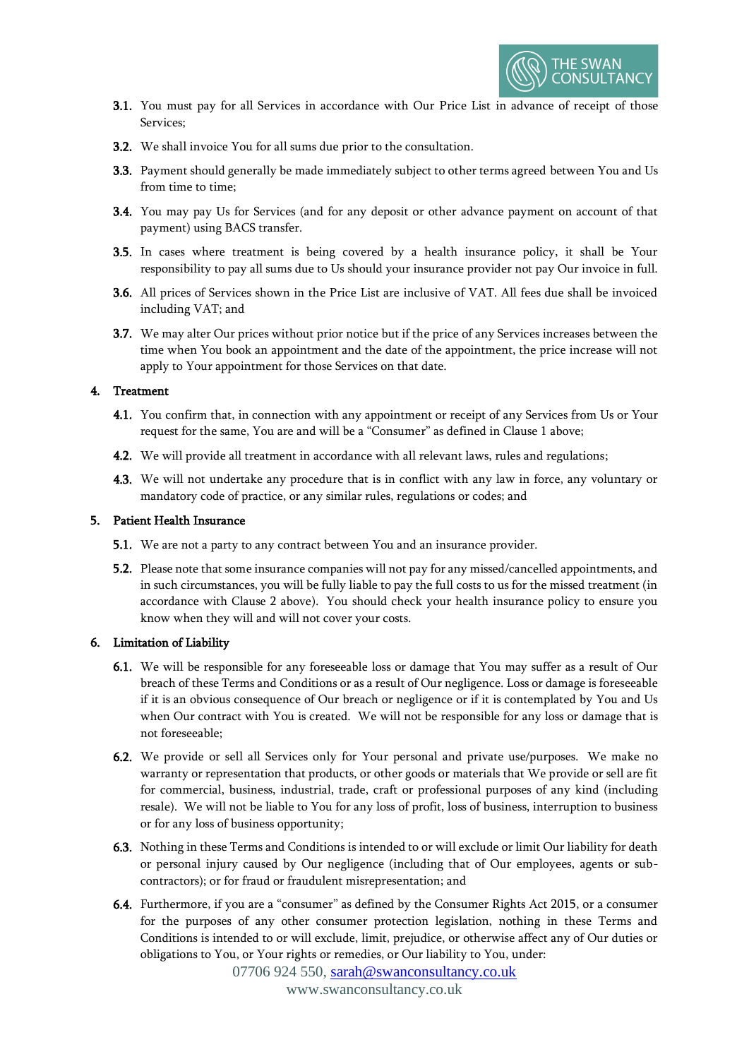3.1. You must pay for all Services in accordance with Our Price List in advance of receipt of those Services;

3.2. We shall invoice You for all sums due prior to the consultation.

3.3. Payment should generally be made immediately subject to other terms agreed between You and Us from time to time;

3.4. You may pay Us for Services (and for any deposit or other advance payment on account of that payment) using BACS transfer.

3.5. In cases where treatment is being covered by a health insurance policy, it shall be Your responsibility to pay all sums due to Us should your insurance provider not pay Our invoice in full.

3.6. All prices of Services shown in the Price List are inclusive of VAT. All fees due shall be invoiced including VAT; and

3.7. We may alter Our prices without prior notice but if the price of any Services increases between the time when You book an appointment and the date of the appointment, the price increase will not apply to Your appointment for those Services on that date.

**4. Treatment**

4.1. You confirm that, in connection with any appointment or receipt of any Services from Us or Your request for the same, You are and will be a "Consumer" as defined in Clause 1 above;

4.2. We will provide all treatment in accordance with all relevant laws, rules and regulations;

4.3. We will not undertake any procedure that is in conflict with any law in force, any voluntary or mandatory code of practice, or any similar rules, regulations or codes; and

**5. Patient Health Insurance**

5.1. We are not a party to any contract between You and an insurance provider.

5.2. Please note that some insurance companies will not pay for any missed/cancelled appointments, and in such circumstances, you will be fully liable to pay the full costs to us for the missed treatment (in accordance with Clause 2 above). You should check your health insurance policy to ensure you know when they will and will not cover your costs.

**6. Limitation of Liability**

6.1. We will be responsible for any foreseeable loss or damage that You may suffer as a result of Our breach of these Terms and Conditions or as a result of Our negligence. Loss or damage is foreseeable if it is an obvious consequence of Our breach or negligence or if it is contemplated by You and Us when Our contract with You is created. We will not be responsible for any loss or damage that is not foreseeable;

6.2. We provide or sell all Services only for Your personal and private use/purposes. We make no warranty or representation that products, or other goods or materials that We provide or sell are fit for commercial, business, industrial, trade, craft or professional purposes of any kind (including resale). We will not be liable to You for any loss of profit, loss of business, interruption to business or for any loss of business opportunity;

6.3. Nothing in these Terms and Conditions is intended to or will exclude or limit Our liability for death or personal injury caused by Our negligence (including that of Our employees, agents or sub-contractors); or for fraud or fraudulent misrepresentation; and

6.4. Furthermore, if you are a "consumer" as defined by the Consumer Rights Act 2015, or a consumer for the purposes of any other consumer protection legislation, nothing in these Terms and Conditions is intended to or will exclude, limit, prejudice, or otherwise affect any of Our duties or obligations to You, or Your rights or remedies, or Our liability to You, under: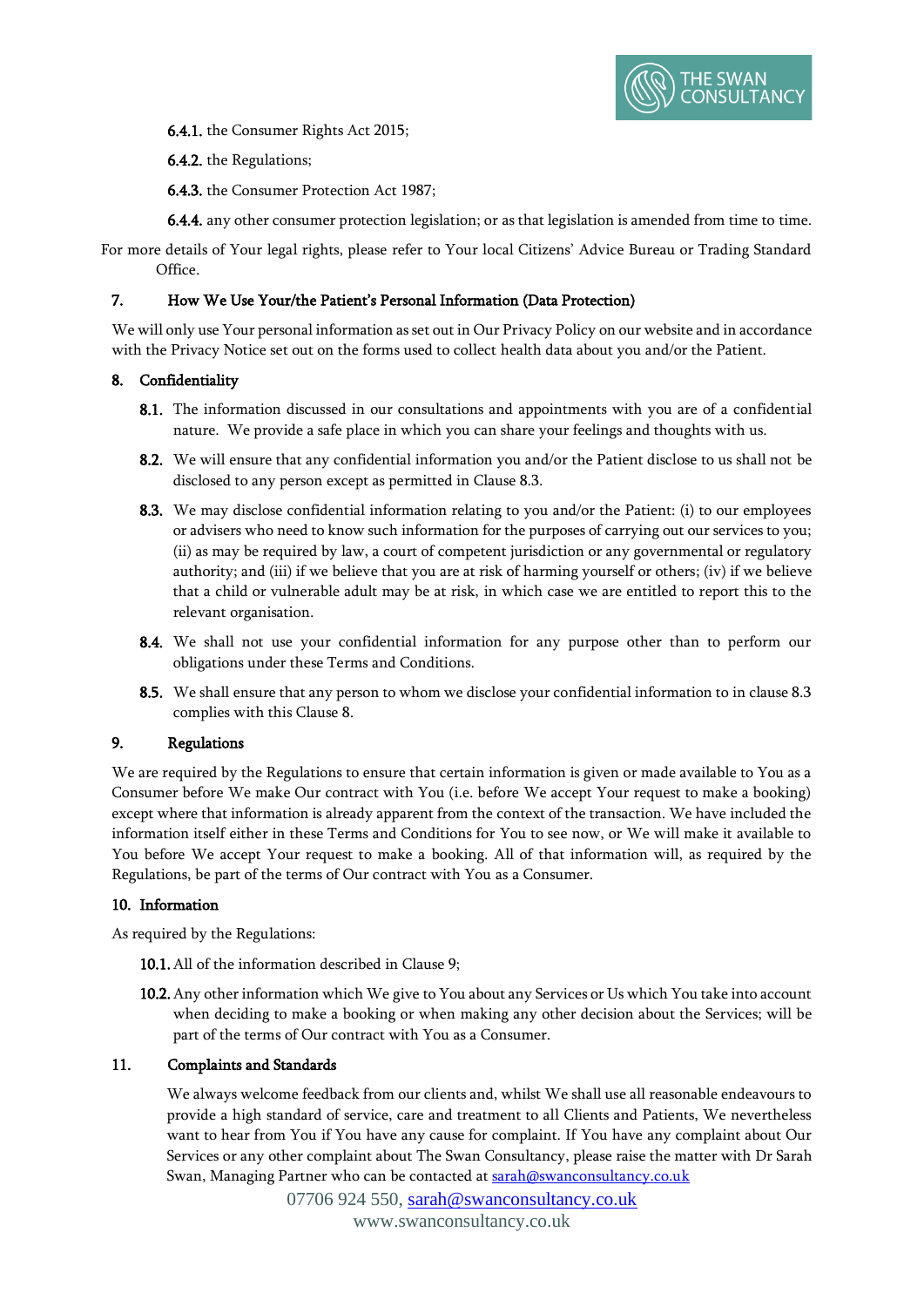6.4.1. the Consumer Rights Act 2015;

6.4.2. the Regulations;

6.4.3. the Consumer Protection Act 1987;

6.4.4. any other consumer protection legislation; or as that legislation is amended from time to time.

For more details of Your legal rights, please refer to Your local Citizens' Advice Bureau or Trading Standard Office.

## 7. How We Use Your/the Patient's Personal Information (Data Protection)

We will only use Your personal information as set out in Our Privacy Policy on our website and in accordance with the Privacy Notice set out on the forms used to collect health data about you and/or the Patient.

## 8. Confidentiality

8.1. The information discussed in our consultations and appointments with you are of a confidential nature. We provide a safe place in which you can share your feelings and thoughts with us.

8.2. We will ensure that any confidential information you and/or the Patient disclose to us shall not be disclosed to any person except as permitted in Clause 8.3.

8.3. We may disclose confidential information relating to you and/or the Patient: (i) to our employees or advisers who need to know such information for the purposes of carrying out our services to you; (ii) as may be required by law, a court of competent jurisdiction or any governmental or regulatory authority; and (iii) if we believe that you are at risk of harming yourself or others; (iv) if we believe that a child or vulnerable adult may be at risk, in which case we are entitled to report this to the relevant organisation.

8.4. We shall not use your confidential information for any purpose other than to perform our obligations under these Terms and Conditions.

8.5. We shall ensure that any person to whom we disclose your confidential information to in clause 8.3 complies with this Clause 8.

## 9. Regulations

We are required by the Regulations to ensure that certain information is given or made available to You as a Consumer before We make Our contract with You (i.e. before We accept Your request to make a booking) except where that information is already apparent from the context of the transaction. We have included the information itself either in these Terms and Conditions for You to see now, or We will make it available to You before We accept Your request to make a booking. All of that information will, as required by the Regulations, be part of the terms of Our contract with You as a Consumer.

## 10. Information

As required by the Regulations:

10.1. All of the information described in Clause 9;

10.2. Any other information which We give to You about any Services or Us which You take into account when deciding to make a booking or when making any other decision about the Services; will be part of the terms of Our contract with You as a Consumer.

## 11. Complaints and Standards

We always welcome feedback from our clients and, whilst We shall use all reasonable endeavours to provide a high standard of service, care and treatment to all Clients and Patients, We nevertheless want to hear from You if You have any cause for complaint. If You have any complaint about Our Services or any other complaint about The Swan Consultancy, please raise the matter with Dr Sarah Swan, Managing Partner who can be contacted at sarah@swanconsultancy.co.uk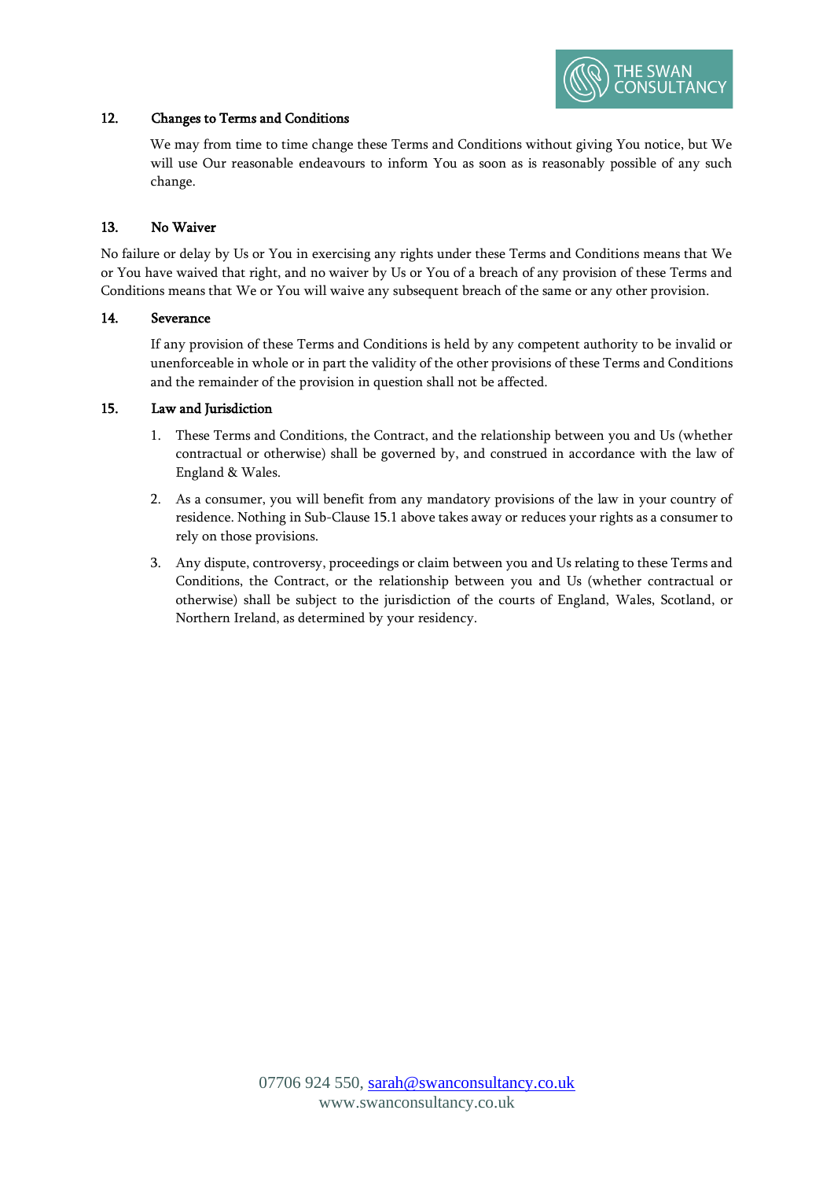## 12. Changes to Terms and Conditions

We may from time to time change these Terms and Conditions without giving You notice, but We will use Our reasonable endeavours to inform You as soon as is reasonably possible of any such change.

## 13. No Waiver

No failure or delay by Us or You in exercising any rights under these Terms and Conditions means that We or You have waived that right, and no waiver by Us or You of a breach of any provision of these Terms and Conditions means that We or You will waive any subsequent breach of the same or any other provision.

## 14. Severance

If any provision of these Terms and Conditions is held by any competent authority to be invalid or unenforceable in whole or in part the validity of the other provisions of these Terms and Conditions and the remainder of the provision in question shall not be affected.

## 15. Law and Jurisdiction

1. These Terms and Conditions, the Contract, and the relationship between you and Us (whether contractual or otherwise) shall be governed by, and construed in accordance with the law of England & Wales.
2. As a consumer, you will benefit from any mandatory provisions of the law in your country of residence. Nothing in Sub-Clause 15.1 above takes away or reduces your rights as a consumer to rely on those provisions.
3. Any dispute, controversy, proceedings or claim between you and Us relating to these Terms and Conditions, the Contract, or the relationship between you and Us (whether contractual or otherwise) shall be subject to the jurisdiction of the courts of England, Wales, Scotland, or Northern Ireland, as determined by your residency.